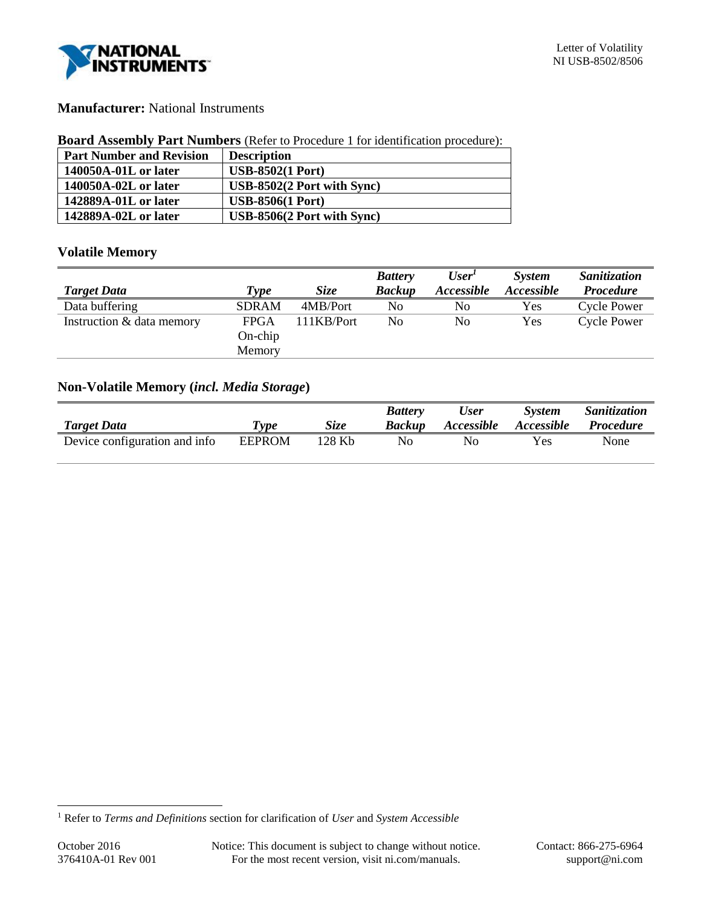Letter of Volatility
NI USB-8502/8506

**Manufacturer:** National Instruments

**Board Assembly Part Numbers** (Refer to Procedure 1 for identification procedure):

| Part Number and Revision | Description |
|---|---|
| **140050A-01L or later** | **USB-8502(1 Port)** |
| **140050A-02L or later** | **USB-8502(2 Port with Sync)** |
| **142889A-01L or later** | **USB-8506(1 Port)** |
| **142889A-02L or later** | **USB-8506(2 Port with Sync)** |

## Volatile Memory

| *Target Data* | *Type* | *Size* | *Battery Backup* | *User[1] Accessible* | *System Accessible* | *Sanitization Procedure* |
|---|---|---|---|---|---|---|
| Data buffering | SDRAM | 4MB/Port | No | No | Yes | Cycle Power |
| Instruction & data memory | FPGA On-chip Memory | 111KB/Port | No | No | Yes | Cycle Power |

## Non-Volatile Memory (*incl. Media Storage*)

| *Target Data* | *Type* | *Size* | *Battery Backup* | *User Accessible* | *System Accessible* | *Sanitization Procedure* |
|---|---|---|---|---|---|---|
| Device configuration and info | EEPROM | 128 Kb | No | No | Yes | None |

[1] Refer to *Terms and Definitions* section for clarification of *User* and *System Accessible*

October 2016
376410A-01 Rev 001

Notice: This document is subject to change without notice.
For the most recent version, visit ni.com/manuals.

Contact: 866-275-6964
support@ni.com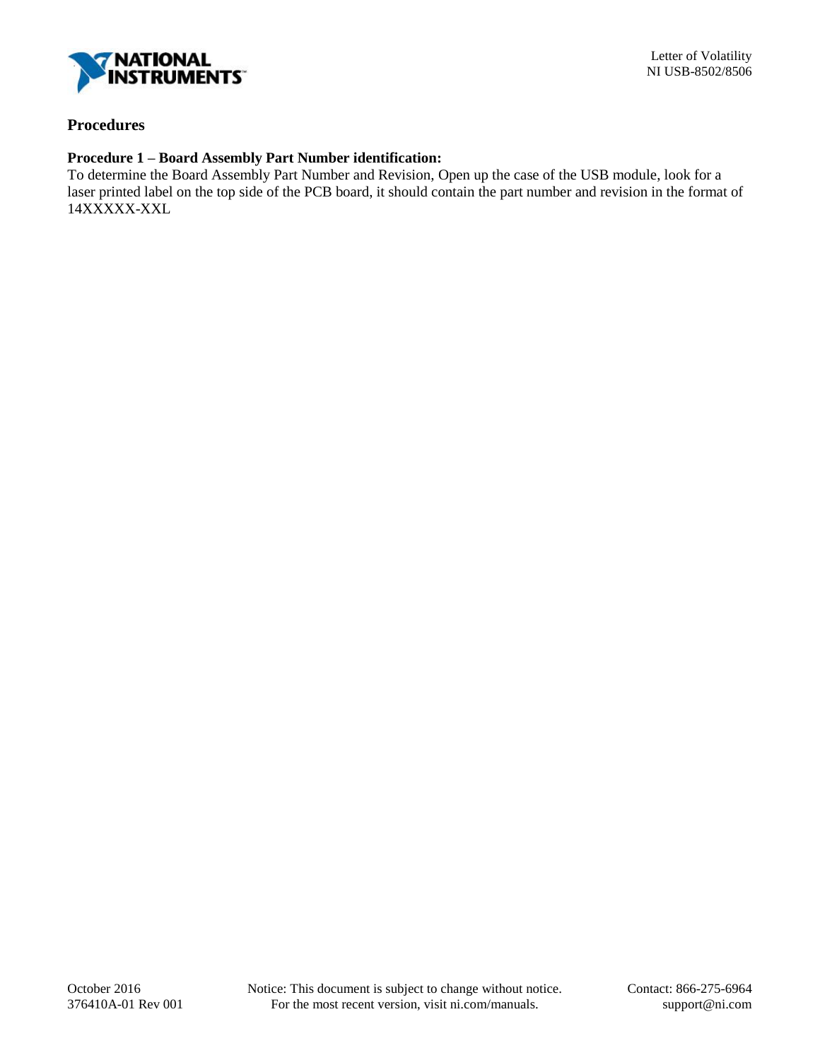## Procedures

**Procedure 1 – Board Assembly Part Number identification:**

To determine the Board Assembly Part Number and Revision, Open up the case of the USB module, look for a laser printed label on the top side of the PCB board, it should contain the part number and revision in the format of 14XXXXX-XXL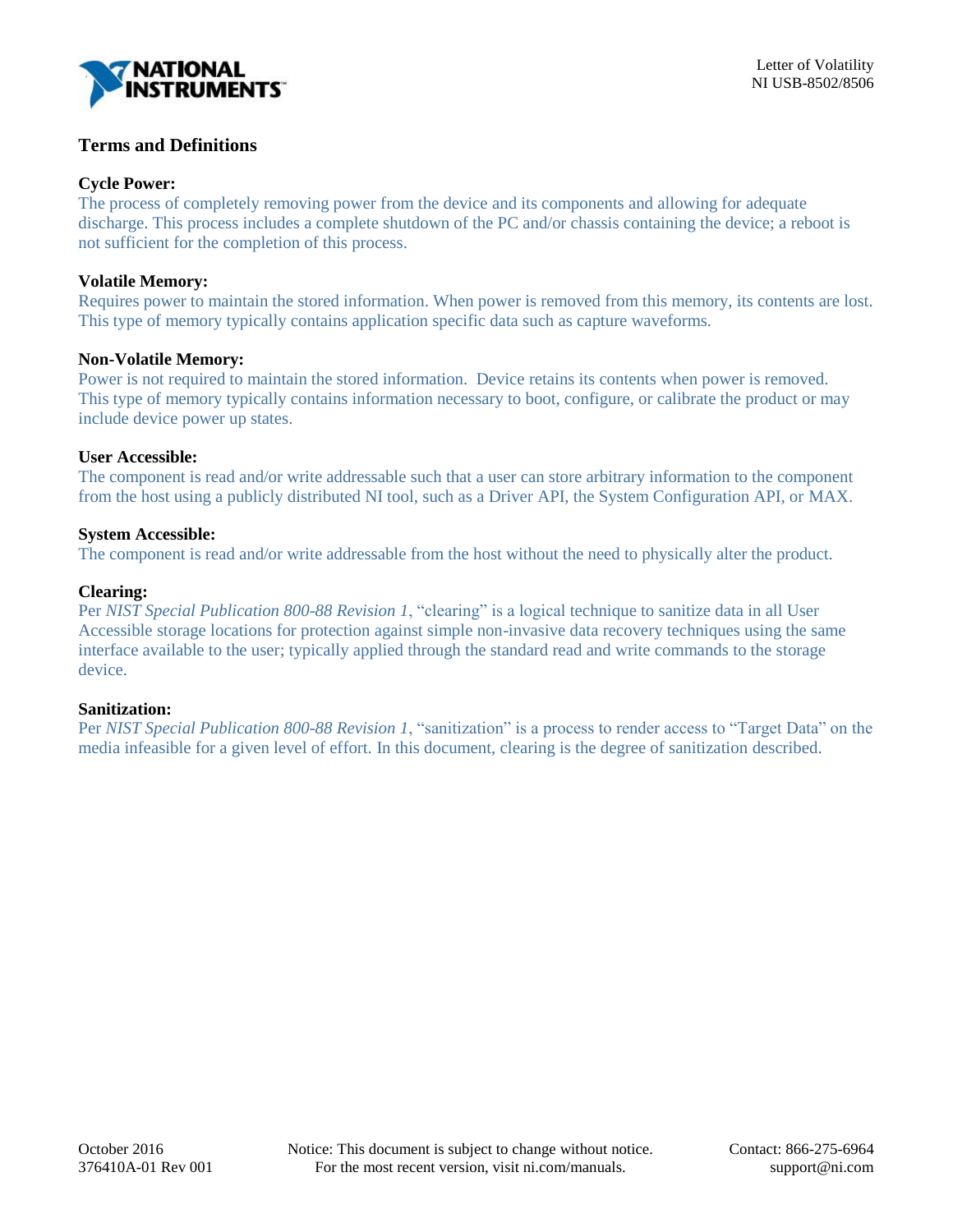## Terms and Definitions

**Cycle Power:**
The process of completely removing power from the device and its components and allowing for adequate discharge. This process includes a complete shutdown of the PC and/or chassis containing the device; a reboot is not sufficient for the completion of this process.

**Volatile Memory:**
Requires power to maintain the stored information. When power is removed from this memory, its contents are lost. This type of memory typically contains application specific data such as capture waveforms.

**Non-Volatile Memory:**
Power is not required to maintain the stored information. Device retains its contents when power is removed. This type of memory typically contains information necessary to boot, configure, or calibrate the product or may include device power up states.

**User Accessible:**
The component is read and/or write addressable such that a user can store arbitrary information to the component from the host using a publicly distributed NI tool, such as a Driver API, the System Configuration API, or MAX.

**System Accessible:**
The component is read and/or write addressable from the host without the need to physically alter the product.

**Clearing:**
Per *NIST Special Publication 800-88 Revision 1*, "clearing" is a logical technique to sanitize data in all User Accessible storage locations for protection against simple non-invasive data recovery techniques using the same interface available to the user; typically applied through the standard read and write commands to the storage device.

**Sanitization:**
Per *NIST Special Publication 800-88 Revision 1*, "sanitization" is a process to render access to "Target Data" on the media infeasible for a given level of effort. In this document, clearing is the degree of sanitization described.